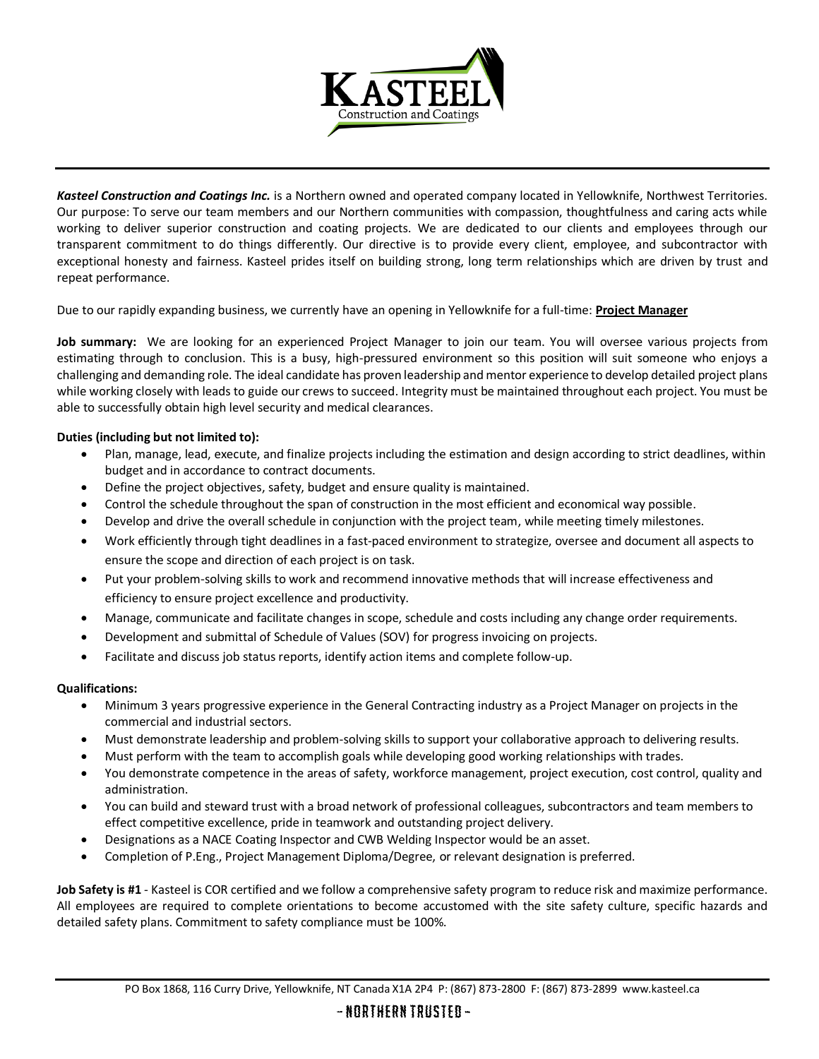*Kasteel Construction and Coatings Inc.* is a Northern owned and operated company located in Yellowknife, Northwest Territories. Our purpose: To serve our team members and our Northern communities with compassion, thoughtfulness and caring acts while working to deliver superior construction and coating projects. We are dedicated to our clients and employees through our transparent commitment to do things differently. Our directive is to provide every client, employee, and subcontractor with exceptional honesty and fairness. Kasteel prides itself on building strong, long term relationships which are driven by trust and repeat performance.

Due to our rapidly expanding business, we currently have an opening in Yellowknife for a full-time: **Project Manager**

**Job summary:** We are looking for an experienced Project Manager to join our team. You will oversee various projects from estimating through to conclusion. This is a busy, high-pressured environment so this position will suit someone who enjoys a challenging and demanding role. The ideal candidate has proven leadership and mentor experience to develop detailed project plans while working closely with leads to guide our crews to succeed. Integrity must be maintained throughout each project. You must be able to successfully obtain high level security and medical clearances.

**Duties (including but not limited to):**

- Plan, manage, lead, execute, and finalize projects including the estimation and design according to strict deadlines, within budget and in accordance to contract documents.
- Define the project objectives, safety, budget and ensure quality is maintained.
- Control the schedule throughout the span of construction in the most efficient and economical way possible.
- Develop and drive the overall schedule in conjunction with the project team, while meeting timely milestones.
- Work efficiently through tight deadlines in a fast-paced environment to strategize, oversee and document all aspects to ensure the scope and direction of each project is on task.
- Put your problem-solving skills to work and recommend innovative methods that will increase effectiveness and efficiency to ensure project excellence and productivity.
- Manage, communicate and facilitate changes in scope, schedule and costs including any change order requirements.
- Development and submittal of Schedule of Values (SOV) for progress invoicing on projects.
- Facilitate and discuss job status reports, identify action items and complete follow-up.

**Qualifications:**

- Minimum 3 years progressive experience in the General Contracting industry as a Project Manager on projects in the commercial and industrial sectors.
- Must demonstrate leadership and problem-solving skills to support your collaborative approach to delivering results.
- Must perform with the team to accomplish goals while developing good working relationships with trades.
- You demonstrate competence in the areas of safety, workforce management, project execution, cost control, quality and administration.
- You can build and steward trust with a broad network of professional colleagues, subcontractors and team members to effect competitive excellence, pride in teamwork and outstanding project delivery.
- Designations as a NACE Coating Inspector and CWB Welding Inspector would be an asset.
- Completion of P.Eng., Project Management Diploma/Degree, or relevant designation is preferred.

**Job Safety is #1** - Kasteel is COR certified and we follow a comprehensive safety program to reduce risk and maximize performance. All employees are required to complete orientations to become accustomed with the site safety culture, specific hazards and detailed safety plans. Commitment to safety compliance must be 100%.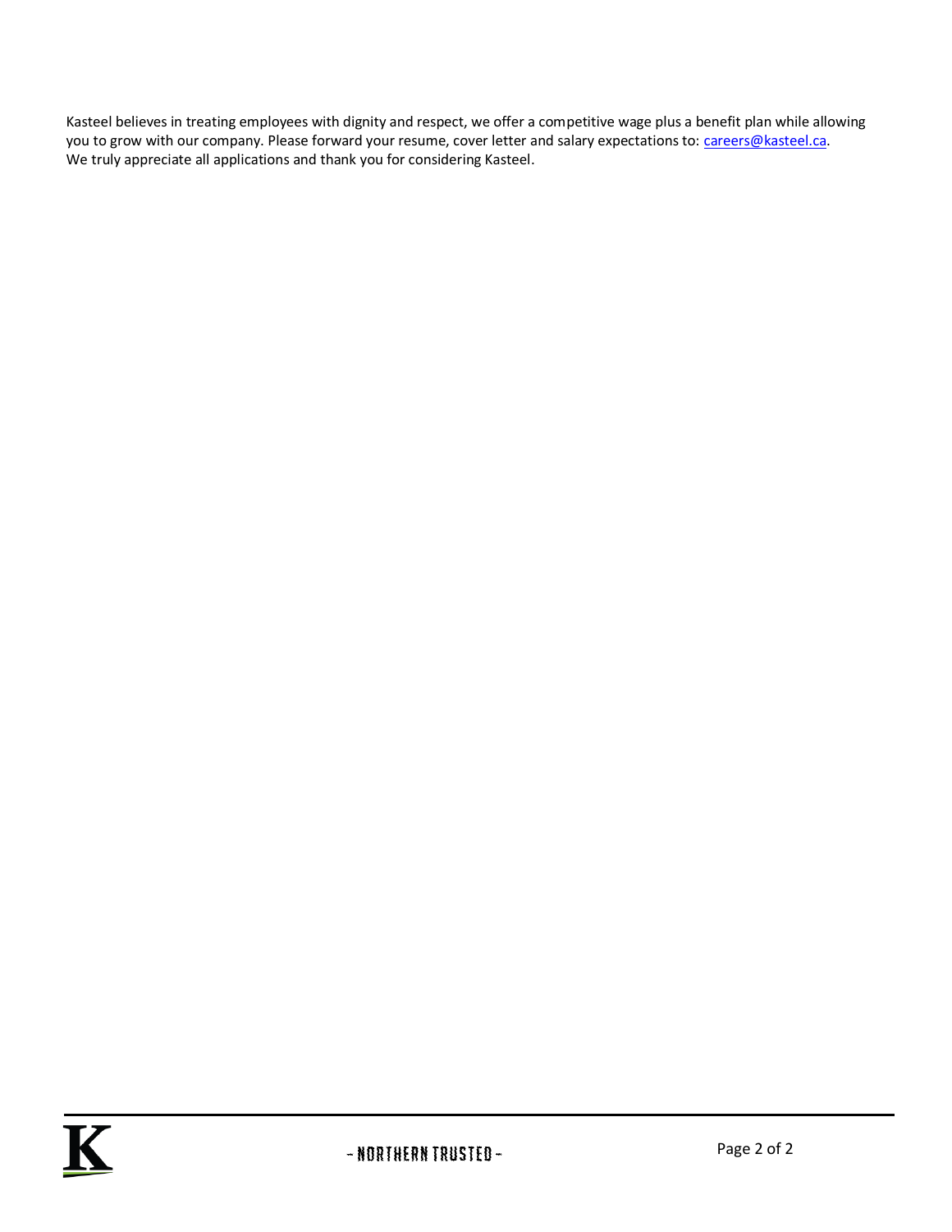Kasteel believes in treating employees with dignity and respect, we offer a competitive wage plus a benefit plan while allowing you to grow with our company. Please forward your resume, cover letter and salary expectations to: careers@kasteel.ca.
We truly appreciate all applications and thank you for considering Kasteel.